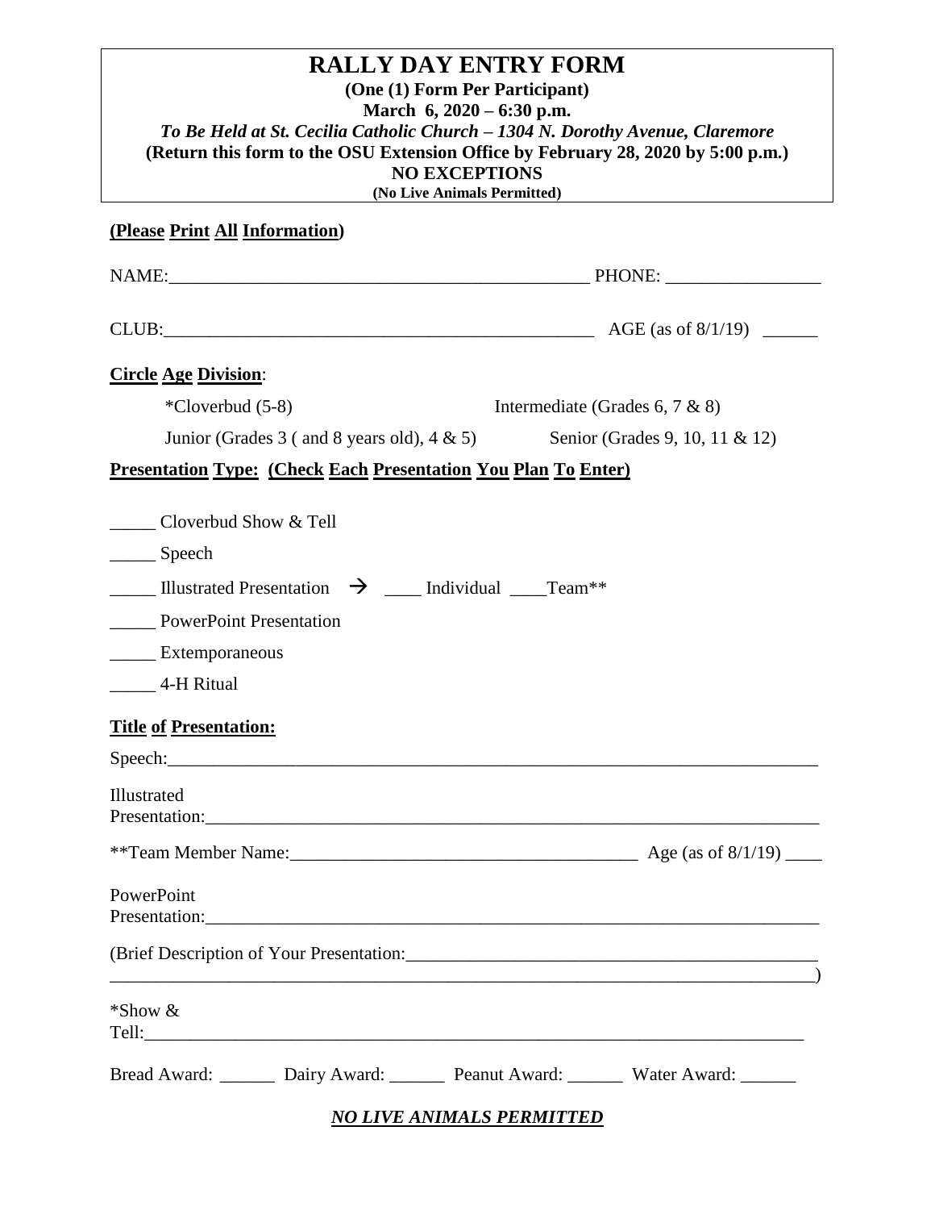# RALLY DAY ENTRY FORM

**(One (1) Form Per Participant)**

**March 6, 2020 – 6:30 p.m.**

***To Be Held at St. Cecilia Catholic Church – 1304 N. Dorothy Avenue, Claremore***

**(Return this form to the OSU Extension Office by February 28, 2020 by 5:00 p.m.)**

**NO EXCEPTIONS**

**(No Live Animals Permitted)**

**(Please Print All Information)**

NAME:_______________________________________________ PHONE: _________________

CLUB:_______________________________________________ AGE (as of 8/1/19) ______

**Circle Age Division**:

*Cloverbud (5-8) Intermediate (Grades 6, 7 & 8)

Junior (Grades 3 ( and 8 years old), 4 & 5) Senior (Grades 9, 10, 11 & 12)

**Presentation Type: (Check Each Presentation You Plan To Enter)**

_____ Cloverbud Show & Tell

_____ Speech

_____ Illustrated Presentation → ____ Individual ____Team**

_____ PowerPoint Presentation

_____ Extemporaneous

_____ 4-H Ritual

**Title of Presentation:**

Speech:_______________________________________________________________________

Illustrated Presentation:_______________________________________________________________

**Team Member Name:______________________________________ Age (as of 8/1/19) ____

PowerPoint Presentation:_______________________________________________________________

(Brief Description of Your Presentation:______________________________________________
_____________________________________________________________________________)

*Show & Tell:_________________________________________________________________________

Bread Award: ______ Dairy Award: ______ Peanut Award: ______ Water Award: ______

***NO LIVE ANIMALS PERMITTED***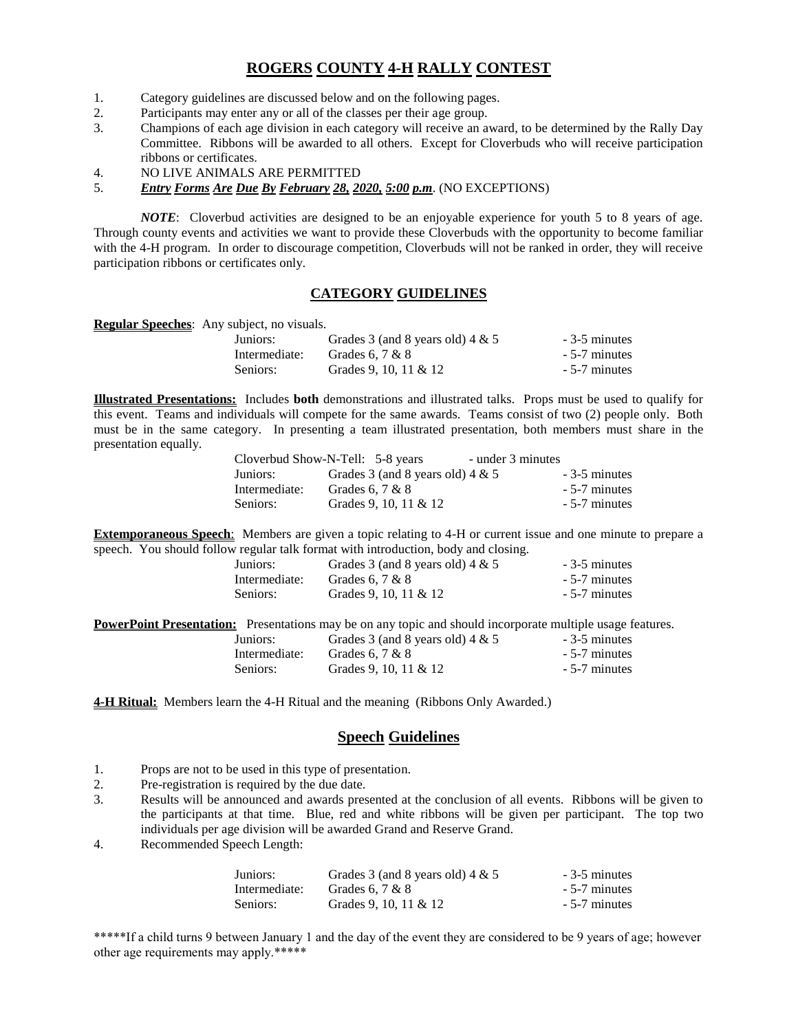# ROGERS COUNTY 4-H RALLY CONTEST

1. Category guidelines are discussed below and on the following pages.
2. Participants may enter any or all of the classes per their age group.
3. Champions of each age division in each category will receive an award, to be determined by the Rally Day Committee. Ribbons will be awarded to all others. Except for Cloverbuds who will receive participation ribbons or certificates.
4. NO LIVE ANIMALS ARE PERMITTED
5. ***Entry Forms Are Due By February 28, 2020, 5:00 p.m***. (NO EXCEPTIONS)

***NOTE***: Cloverbud activities are designed to be an enjoyable experience for youth 5 to 8 years of age. Through county events and activities we want to provide these Cloverbuds with the opportunity to become familiar with the 4-H program. In order to discourage competition, Cloverbuds will not be ranked in order, they will receive participation ribbons or certificates only.

## CATEGORY GUIDELINES

**Regular Speeches**: Any subject, no visuals.

| | | |
|---|---|---|
| Juniors: | Grades 3 (and 8 years old) 4 & 5 | - 3-5 minutes |
| Intermediate: | Grades 6, 7 & 8 | - 5-7 minutes |
| Seniors: | Grades 9, 10, 11 & 12 | - 5-7 minutes |

**Illustrated Presentations:** Includes **both** demonstrations and illustrated talks. Props must be used to qualify for this event. Teams and individuals will compete for the same awards. Teams consist of two (2) people only. Both must be in the same category. In presenting a team illustrated presentation, both members must share in the presentation equally.

| | | |
|---|---|---|
| Cloverbud Show-N-Tell: | 5-8 years | - under 3 minutes |
| Juniors: | Grades 3 (and 8 years old) 4 & 5 | - 3-5 minutes |
| Intermediate: | Grades 6, 7 & 8 | - 5-7 minutes |
| Seniors: | Grades 9, 10, 11 & 12 | - 5-7 minutes |

**Extemporaneous Speech**: Members are given a topic relating to 4-H or current issue and one minute to prepare a speech. You should follow regular talk format with introduction, body and closing.

| | | |
|---|---|---|
| Juniors: | Grades 3 (and 8 years old) 4 & 5 | - 3-5 minutes |
| Intermediate: | Grades 6, 7 & 8 | - 5-7 minutes |
| Seniors: | Grades 9, 10, 11 & 12 | - 5-7 minutes |

**PowerPoint Presentation:** Presentations may be on any topic and should incorporate multiple usage features.

| | | |
|---|---|---|
| Juniors: | Grades 3 (and 8 years old) 4 & 5 | - 3-5 minutes |
| Intermediate: | Grades 6, 7 & 8 | - 5-7 minutes |
| Seniors: | Grades 9, 10, 11 & 12 | - 5-7 minutes |

**4-H Ritual:** Members learn the 4-H Ritual and the meaning (Ribbons Only Awarded.)

## Speech Guidelines

1. Props are not to be used in this type of presentation.
2. Pre-registration is required by the due date.
3. Results will be announced and awards presented at the conclusion of all events. Ribbons will be given to the participants at that time. Blue, red and white ribbons will be given per participant. The top two individuals per age division will be awarded Grand and Reserve Grand.
4. Recommended Speech Length:

| | | |
|---|---|---|
| Juniors: | Grades 3 (and 8 years old) 4 & 5 | - 3-5 minutes |
| Intermediate: | Grades 6, 7 & 8 | - 5-7 minutes |
| Seniors: | Grades 9, 10, 11 & 12 | - 5-7 minutes |

*****If a child turns 9 between January 1 and the day of the event they are considered to be 9 years of age; however other age requirements may apply.*****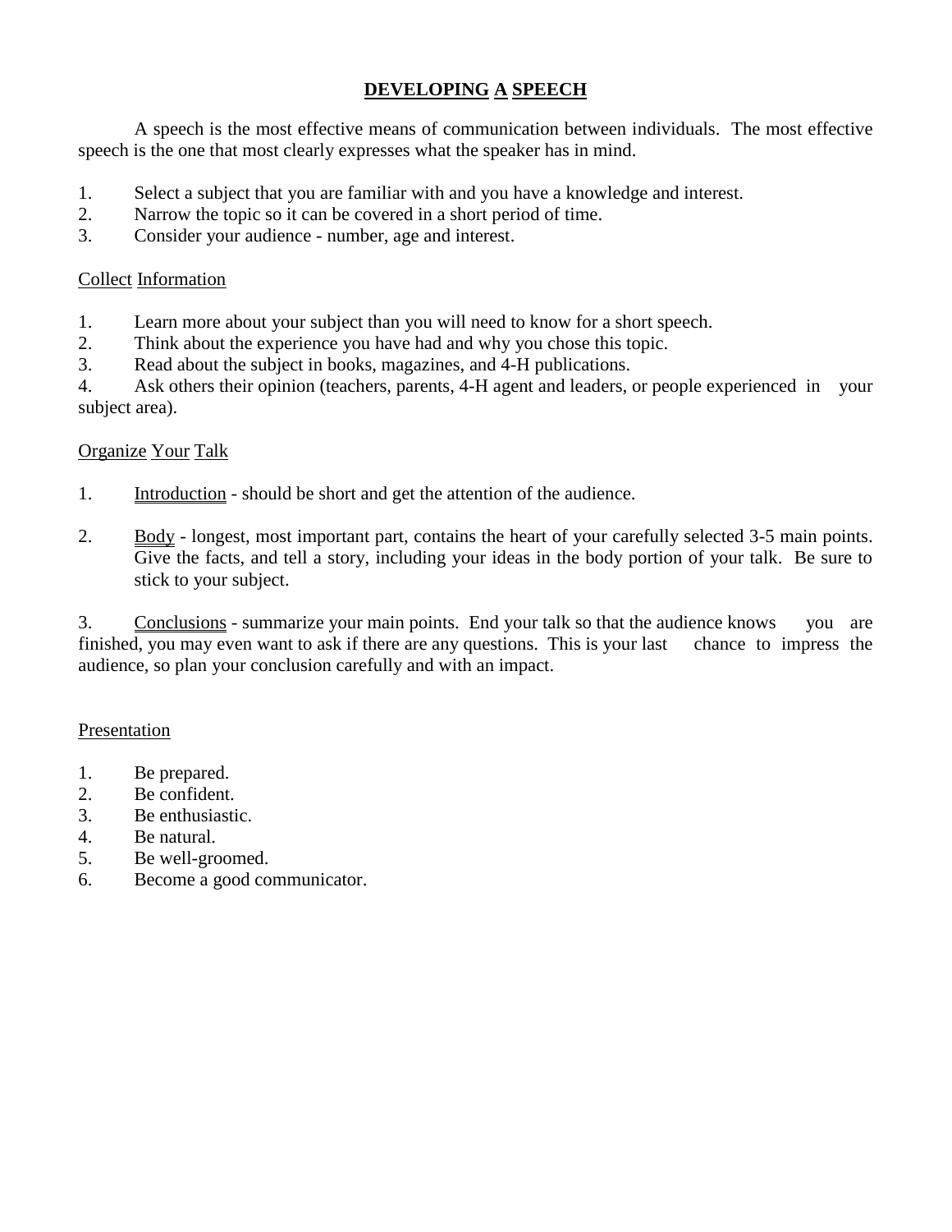# DEVELOPING A SPEECH

A speech is the most effective means of communication between individuals. The most effective speech is the one that most clearly expresses what the speaker has in mind.

1. Select a subject that you are familiar with and you have a knowledge and interest.
2. Narrow the topic so it can be covered in a short period of time.
3. Consider your audience - number, age and interest.

## Collect Information

1. Learn more about your subject than you will need to know for a short speech.
2. Think about the experience you have had and why you chose this topic.
3. Read about the subject in books, magazines, and 4-H publications.
4. Ask others their opinion (teachers, parents, 4-H agent and leaders, or people experienced in your subject area).

## Organize Your Talk

1. Introduction - should be short and get the attention of the audience.

2. Body - longest, most important part, contains the heart of your carefully selected 3-5 main points. Give the facts, and tell a story, including your ideas in the body portion of your talk. Be sure to stick to your subject.

3. Conclusions - summarize your main points. End your talk so that the audience knows you are finished, you may even want to ask if there are any questions. This is your last chance to impress the audience, so plan your conclusion carefully and with an impact.

## Presentation

1. Be prepared.
2. Be confident.
3. Be enthusiastic.
4. Be natural.
5. Be well-groomed.
6. Become a good communicator.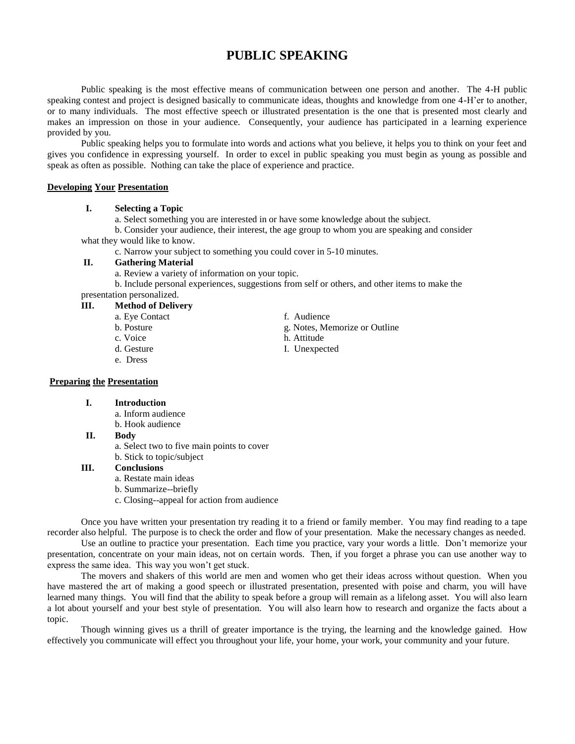# PUBLIC SPEAKING

Public speaking is the most effective means of communication between one person and another. The 4-H public speaking contest and project is designed basically to communicate ideas, thoughts and knowledge from one 4-H'er to another, or to many individuals. The most effective speech or illustrated presentation is the one that is presented most clearly and makes an impression on those in your audience. Consequently, your audience has participated in a learning experience provided by you.

Public speaking helps you to formulate into words and actions what you believe, it helps you to think on your feet and gives you confidence in expressing yourself. In order to excel in public speaking you must begin as young as possible and speak as often as possible. Nothing can take the place of experience and practice.

**Developing Your Presentation**

**I. Selecting a Topic**

a. Select something you are interested in or have some knowledge about the subject.

b. Consider your audience, their interest, the age group to whom you are speaking and consider what they would like to know.

c. Narrow your subject to something you could cover in 5-10 minutes.

**II. Gathering Material**

a. Review a variety of information on your topic.

b. Include personal experiences, suggestions from self or others, and other items to make the presentation personalized.

**III. Method of Delivery**

a. Eye Contact
b. Posture
c. Voice
d. Gesture
e. Dress
f. Audience
g. Notes, Memorize or Outline
h. Attitude
I. Unexpected

**Preparing the Presentation**

**I. Introduction**

a. Inform audience
b. Hook audience

**II. Body**

a. Select two to five main points to cover
b. Stick to topic/subject

**III. Conclusions**

a. Restate main ideas
b. Summarize--briefly
c. Closing--appeal for action from audience

Once you have written your presentation try reading it to a friend or family member. You may find reading to a tape recorder also helpful. The purpose is to check the order and flow of your presentation. Make the necessary changes as needed.

Use an outline to practice your presentation. Each time you practice, vary your words a little. Don't memorize your presentation, concentrate on your main ideas, not on certain words. Then, if you forget a phrase you can use another way to express the same idea. This way you won't get stuck.

The movers and shakers of this world are men and women who get their ideas across without question. When you have mastered the art of making a good speech or illustrated presentation, presented with poise and charm, you will have learned many things. You will find that the ability to speak before a group will remain as a lifelong asset. You will also learn a lot about yourself and your best style of presentation. You will also learn how to research and organize the facts about a topic.

Though winning gives us a thrill of greater importance is the trying, the learning and the knowledge gained. How effectively you communicate will effect you throughout your life, your home, your work, your community and your future.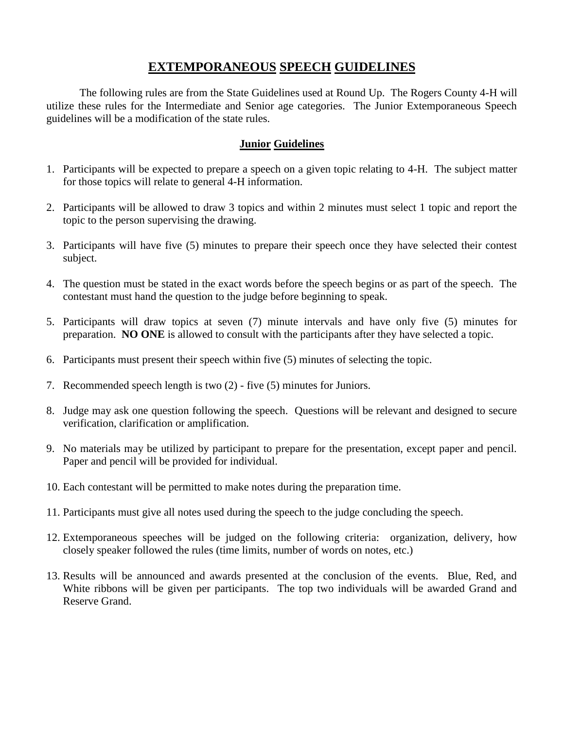# EXTEMPORANEOUS SPEECH GUIDELINES

The following rules are from the State Guidelines used at Round Up. The Rogers County 4-H will utilize these rules for the Intermediate and Senior age categories. The Junior Extemporaneous Speech guidelines will be a modification of the state rules.

## Junior Guidelines

1. Participants will be expected to prepare a speech on a given topic relating to 4-H. The subject matter for those topics will relate to general 4-H information.
2. Participants will be allowed to draw 3 topics and within 2 minutes must select 1 topic and report the topic to the person supervising the drawing.
3. Participants will have five (5) minutes to prepare their speech once they have selected their contest subject.
4. The question must be stated in the exact words before the speech begins or as part of the speech. The contestant must hand the question to the judge before beginning to speak.
5. Participants will draw topics at seven (7) minute intervals and have only five (5) minutes for preparation. **NO ONE** is allowed to consult with the participants after they have selected a topic.
6. Participants must present their speech within five (5) minutes of selecting the topic.
7. Recommended speech length is two (2) - five (5) minutes for Juniors.
8. Judge may ask one question following the speech. Questions will be relevant and designed to secure verification, clarification or amplification.
9. No materials may be utilized by participant to prepare for the presentation, except paper and pencil. Paper and pencil will be provided for individual.
10. Each contestant will be permitted to make notes during the preparation time.
11. Participants must give all notes used during the speech to the judge concluding the speech.
12. Extemporaneous speeches will be judged on the following criteria: organization, delivery, how closely speaker followed the rules (time limits, number of words on notes, etc.)
13. Results will be announced and awards presented at the conclusion of the events. Blue, Red, and White ribbons will be given per participants. The top two individuals will be awarded Grand and Reserve Grand.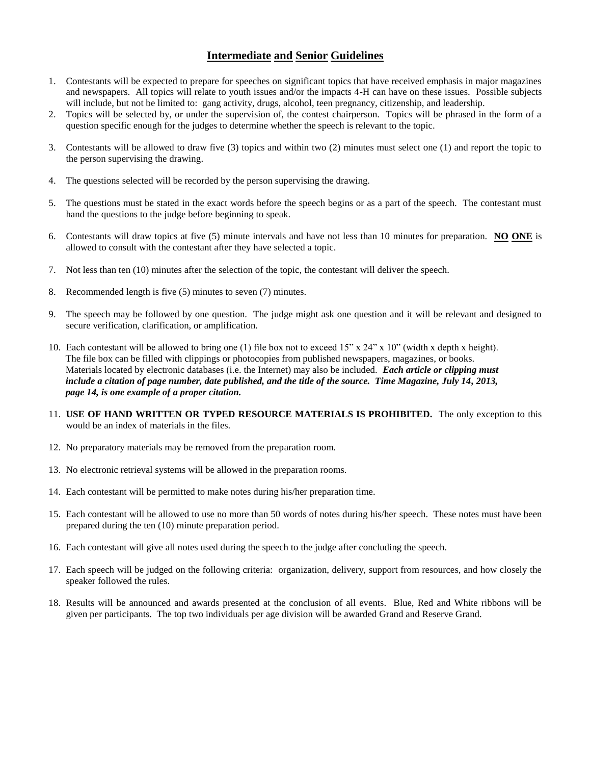## Intermediate and Senior Guidelines

1. Contestants will be expected to prepare for speeches on significant topics that have received emphasis in major magazines and newspapers. All topics will relate to youth issues and/or the impacts 4-H can have on these issues. Possible subjects will include, but not be limited to: gang activity, drugs, alcohol, teen pregnancy, citizenship, and leadership.
2. Topics will be selected by, or under the supervision of, the contest chairperson. Topics will be phrased in the form of a question specific enough for the judges to determine whether the speech is relevant to the topic.
3. Contestants will be allowed to draw five (3) topics and within two (2) minutes must select one (1) and report the topic to the person supervising the drawing.
4. The questions selected will be recorded by the person supervising the drawing.
5. The questions must be stated in the exact words before the speech begins or as a part of the speech. The contestant must hand the questions to the judge before beginning to speak.
6. Contestants will draw topics at five (5) minute intervals and have not less than 10 minutes for preparation. **NO ONE** is allowed to consult with the contestant after they have selected a topic.
7. Not less than ten (10) minutes after the selection of the topic, the contestant will deliver the speech.
8. Recommended length is five (5) minutes to seven (7) minutes.
9. The speech may be followed by one question. The judge might ask one question and it will be relevant and designed to secure verification, clarification, or amplification.
10. Each contestant will be allowed to bring one (1) file box not to exceed 15" x 24" x 10" (width x depth x height). The file box can be filled with clippings or photocopies from published newspapers, magazines, or books. Materials located by electronic databases (i.e. the Internet) may also be included. ***Each article or clipping must include a citation of page number, date published, and the title of the source. Time Magazine, July 14, 2013, page 14, is one example of a proper citation.***
11. **USE OF HAND WRITTEN OR TYPED RESOURCE MATERIALS IS PROHIBITED.** The only exception to this would be an index of materials in the files.
12. No preparatory materials may be removed from the preparation room.
13. No electronic retrieval systems will be allowed in the preparation rooms.
14. Each contestant will be permitted to make notes during his/her preparation time.
15. Each contestant will be allowed to use no more than 50 words of notes during his/her speech. These notes must have been prepared during the ten (10) minute preparation period.
16. Each contestant will give all notes used during the speech to the judge after concluding the speech.
17. Each speech will be judged on the following criteria: organization, delivery, support from resources, and how closely the speaker followed the rules.
18. Results will be announced and awards presented at the conclusion of all events. Blue, Red and White ribbons will be given per participants. The top two individuals per age division will be awarded Grand and Reserve Grand.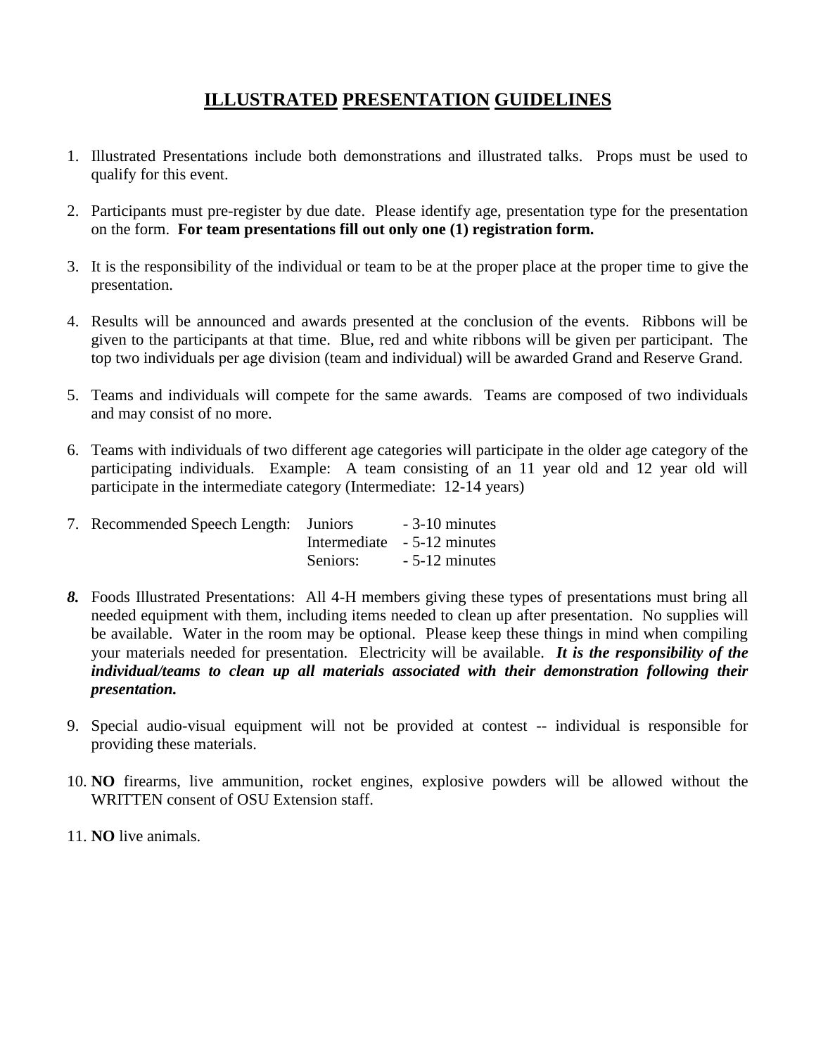# ILLUSTRATED PRESENTATION GUIDELINES

1. Illustrated Presentations include both demonstrations and illustrated talks. Props must be used to qualify for this event.

2. Participants must pre-register by due date. Please identify age, presentation type for the presentation on the form. **For team presentations fill out only one (1) registration form.**

3. It is the responsibility of the individual or team to be at the proper place at the proper time to give the presentation.

4. Results will be announced and awards presented at the conclusion of the events. Ribbons will be given to the participants at that time. Blue, red and white ribbons will be given per participant. The top two individuals per age division (team and individual) will be awarded Grand and Reserve Grand.

5. Teams and individuals will compete for the same awards. Teams are composed of two individuals and may consist of no more.

6. Teams with individuals of two different age categories will participate in the older age category of the participating individuals. Example: A team consisting of an 11 year old and 12 year old will participate in the intermediate category (Intermediate: 12-14 years)

7. Recommended Speech Length:

| | |
|---|---|
| Juniors | - 3-10 minutes |
| Intermediate | - 5-12 minutes |
| Seniors: | - 5-12 minutes |

***8.*** Foods Illustrated Presentations: All 4-H members giving these types of presentations must bring all needed equipment with them, including items needed to clean up after presentation. No supplies will be available. Water in the room may be optional. Please keep these things in mind when compiling your materials needed for presentation. Electricity will be available. ***It is the responsibility of the individual/teams to clean up all materials associated with their demonstration following their presentation.***

9. Special audio-visual equipment will not be provided at contest -- individual is responsible for providing these materials.

10. **NO** firearms, live ammunition, rocket engines, explosive powders will be allowed without the WRITTEN consent of OSU Extension staff.

11. **NO** live animals.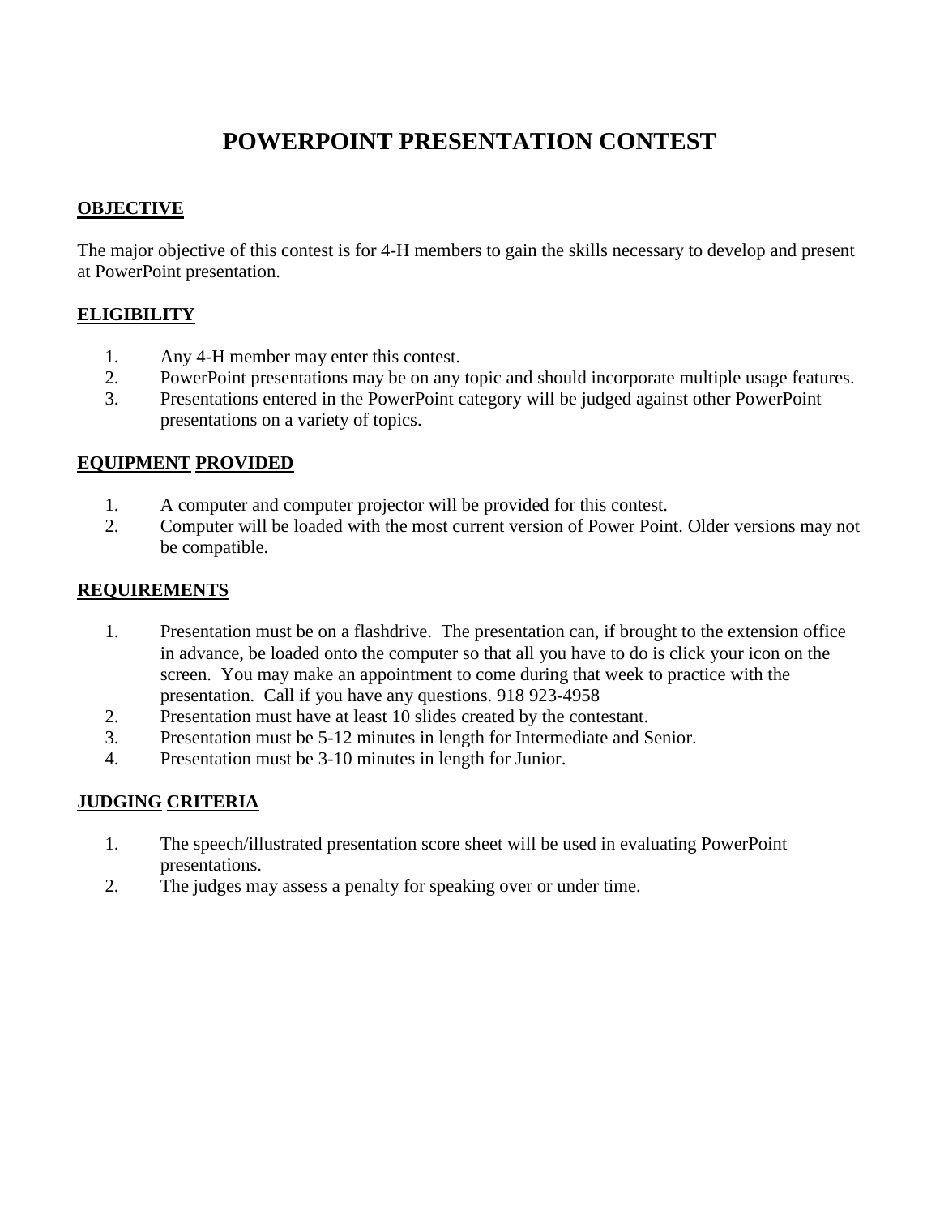# POWERPOINT PRESENTATION CONTEST

## OBJECTIVE

The major objective of this contest is for 4-H members to gain the skills necessary to develop and present at PowerPoint presentation.

## ELIGIBILITY

1. Any 4-H member may enter this contest.
2. PowerPoint presentations may be on any topic and should incorporate multiple usage features.
3. Presentations entered in the PowerPoint category will be judged against other PowerPoint presentations on a variety of topics.

## EQUIPMENT PROVIDED

1. A computer and computer projector will be provided for this contest.
2. Computer will be loaded with the most current version of Power Point. Older versions may not be compatible.

## REQUIREMENTS

1. Presentation must be on a flashdrive. The presentation can, if brought to the extension office in advance, be loaded onto the computer so that all you have to do is click your icon on the screen. You may make an appointment to come during that week to practice with the presentation. Call if you have any questions. 918 923-4958
2. Presentation must have at least 10 slides created by the contestant.
3. Presentation must be 5-12 minutes in length for Intermediate and Senior.
4. Presentation must be 3-10 minutes in length for Junior.

## JUDGING CRITERIA

1. The speech/illustrated presentation score sheet will be used in evaluating PowerPoint presentations.
2. The judges may assess a penalty for speaking over or under time.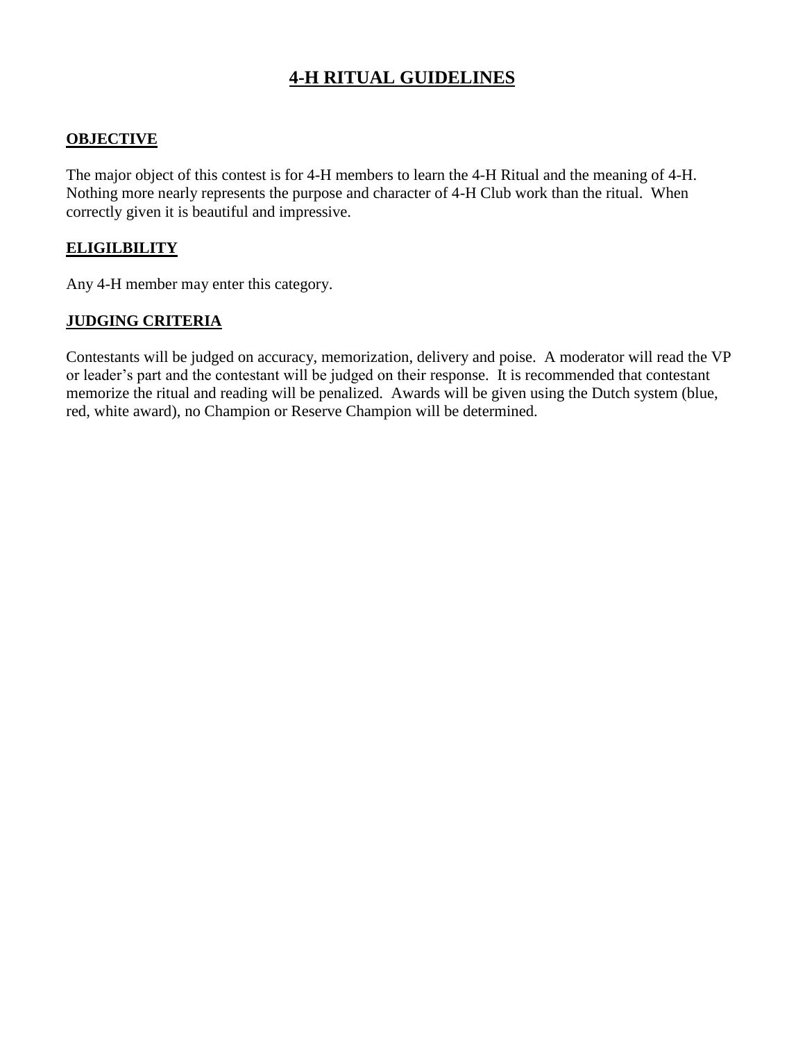# 4-H RITUAL GUIDELINES

## OBJECTIVE

The major object of this contest is for 4-H members to learn the 4-H Ritual and the meaning of 4-H. Nothing more nearly represents the purpose and character of 4-H Club work than the ritual. When correctly given it is beautiful and impressive.

## ELIGILBILITY

Any 4-H member may enter this category.

## JUDGING CRITERIA

Contestants will be judged on accuracy, memorization, delivery and poise. A moderator will read the VP or leader's part and the contestant will be judged on their response. It is recommended that contestant memorize the ritual and reading will be penalized. Awards will be given using the Dutch system (blue, red, white award), no Champion or Reserve Champion will be determined.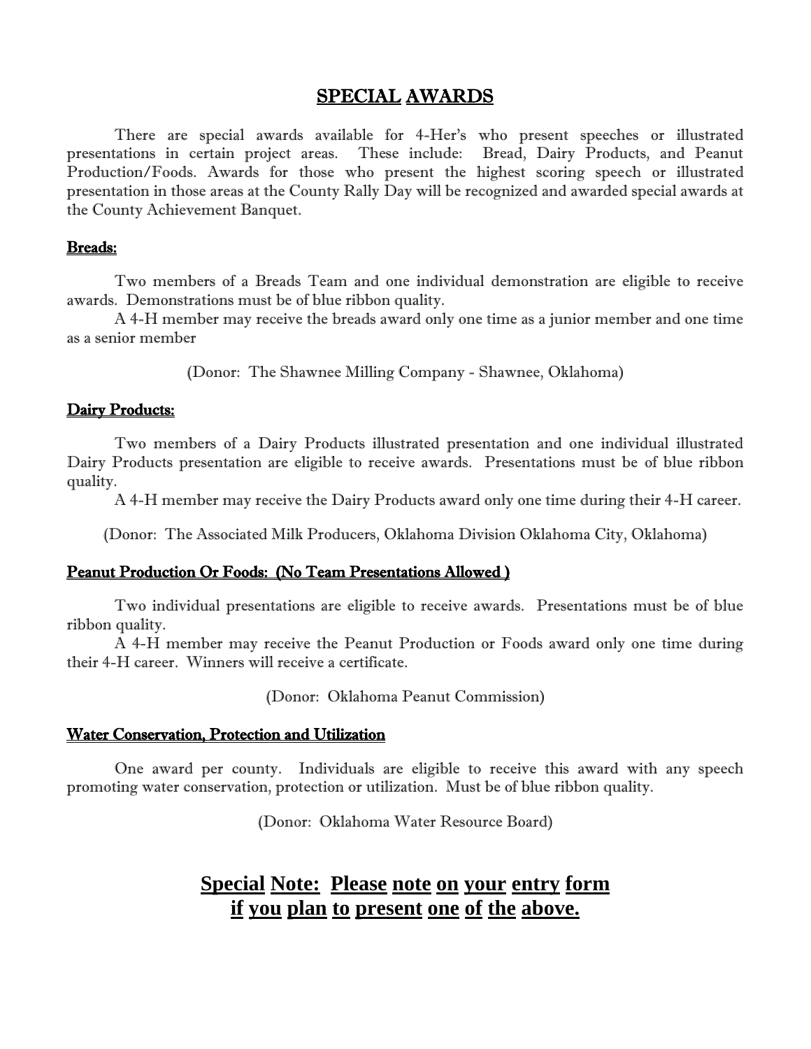# SPECIAL AWARDS

There are special awards available for 4-Her's who present speeches or illustrated presentations in certain project areas. These include: Bread, Dairy Products, and Peanut Production/Foods. Awards for those who present the highest scoring speech or illustrated presentation in those areas at the County Rally Day will be recognized and awarded special awards at the County Achievement Banquet.

## Breads:

Two members of a Breads Team and one individual demonstration are eligible to receive awards. Demonstrations must be of blue ribbon quality.

A 4-H member may receive the breads award only one time as a junior member and one time as a senior member

(Donor: The Shawnee Milling Company - Shawnee, Oklahoma)

## Dairy Products:

Two members of a Dairy Products illustrated presentation and one individual illustrated Dairy Products presentation are eligible to receive awards. Presentations must be of blue ribbon quality.

A 4-H member may receive the Dairy Products award only one time during their 4-H career.

(Donor: The Associated Milk Producers, Oklahoma Division Oklahoma City, Oklahoma)

## Peanut Production Or Foods: (No Team Presentations Allowed )

Two individual presentations are eligible to receive awards. Presentations must be of blue ribbon quality.

A 4-H member may receive the Peanut Production or Foods award only one time during their 4-H career. Winners will receive a certificate.

(Donor: Oklahoma Peanut Commission)

## Water Conservation, Protection and Utilization

One award per county. Individuals are eligible to receive this award with any speech promoting water conservation, protection or utilization. Must be of blue ribbon quality.

(Donor: Oklahoma Water Resource Board)

**Special Note: Please note on your entry form if you plan to present one of the above.**